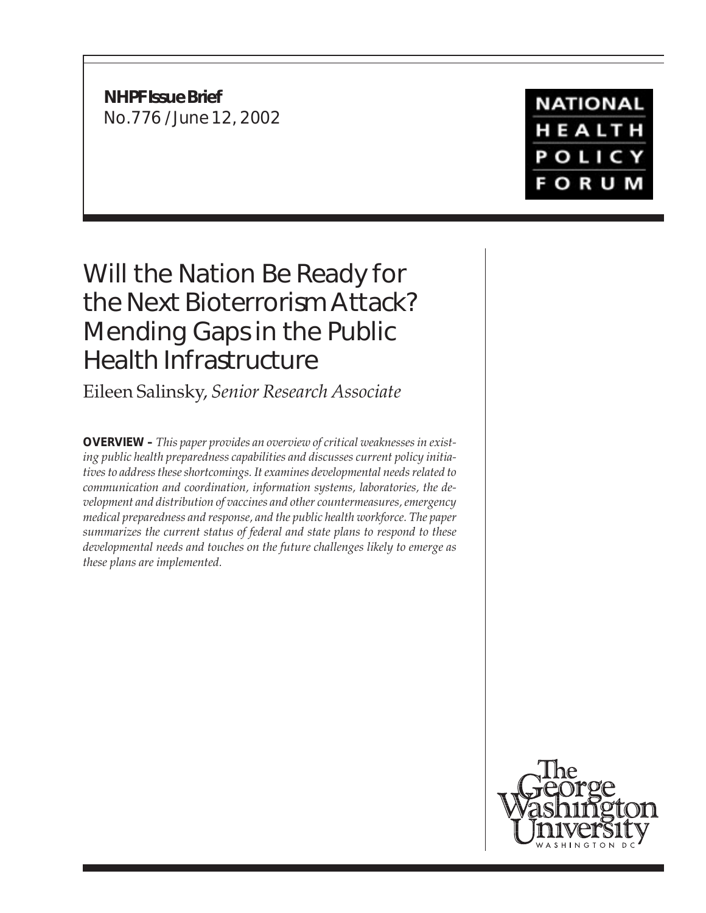**NHPF Issue Brief**
No.776 / June 12, 2002

NATIONAL HEALTH POLICY FORUM

# Will the Nation Be Ready for the Next Bioterrorism Attack? Mending Gaps in the Public Health Infrastructure

Eileen Salinsky, *Senior Research Associate*

**OVERVIEW –** *This paper provides an overview of critical weaknesses in existing public health preparedness capabilities and discusses current policy initiatives to address these shortcomings. It examines developmental needs related to communication and coordination, information systems, laboratories, the development and distribution of vaccines and other countermeasures, emergency medical preparedness and response, and the public health workforce. The paper summarizes the current status of federal and state plans to respond to these developmental needs and touches on the future challenges likely to emerge as these plans are implemented.*

The George Washington University
WASHINGTON DC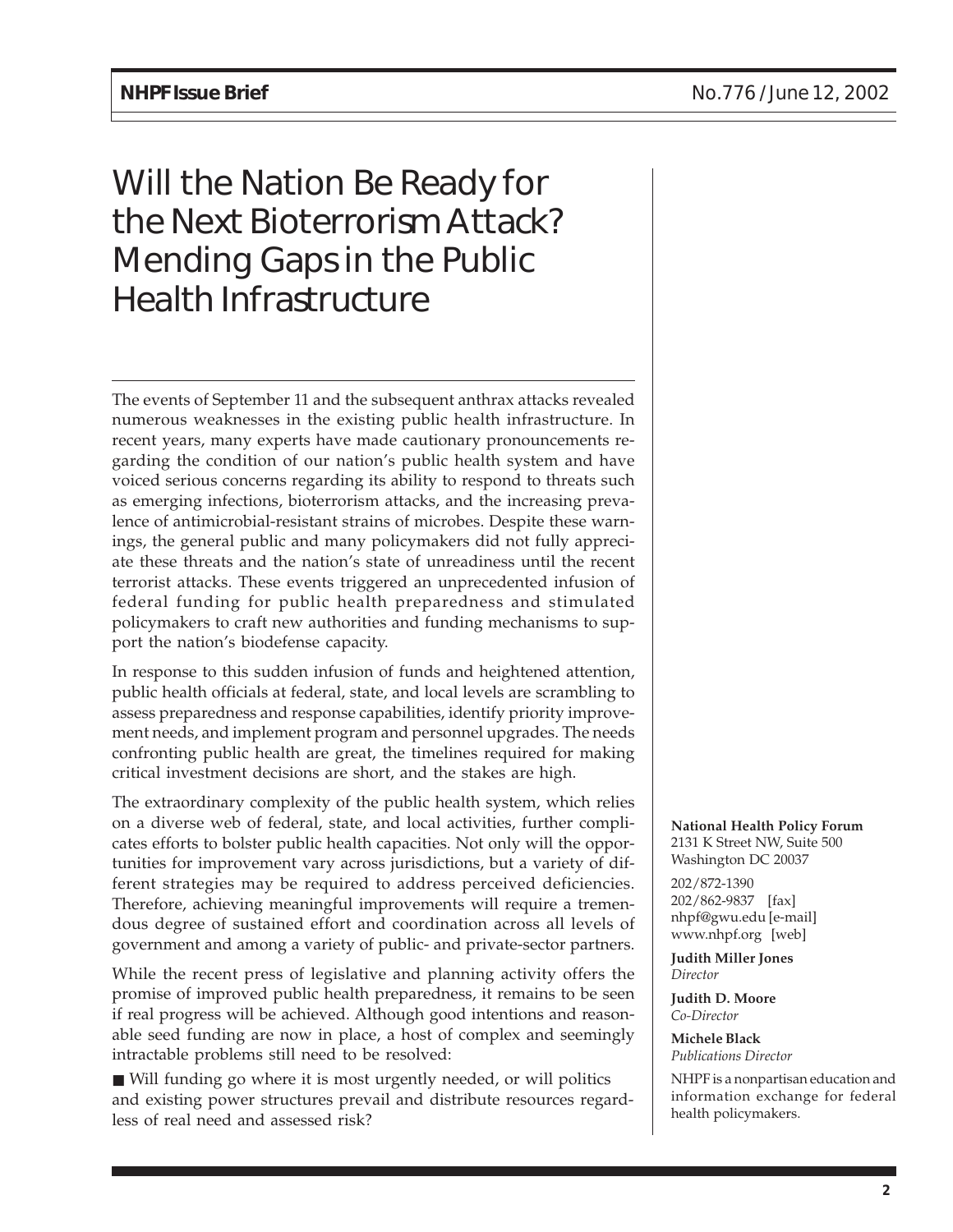# Will the Nation Be Ready for the Next Bioterrorism Attack? Mending Gaps in the Public Health Infrastructure

The events of September 11 and the subsequent anthrax attacks revealed numerous weaknesses in the existing public health infrastructure. In recent years, many experts have made cautionary pronouncements regarding the condition of our nation's public health system and have voiced serious concerns regarding its ability to respond to threats such as emerging infections, bioterrorism attacks, and the increasing prevalence of antimicrobial-resistant strains of microbes. Despite these warnings, the general public and many policymakers did not fully appreciate these threats and the nation's state of unreadiness until the recent terrorist attacks. These events triggered an unprecedented infusion of federal funding for public health preparedness and stimulated policymakers to craft new authorities and funding mechanisms to support the nation's biodefense capacity.

In response to this sudden infusion of funds and heightened attention, public health officials at federal, state, and local levels are scrambling to assess preparedness and response capabilities, identify priority improvement needs, and implement program and personnel upgrades. The needs confronting public health are great, the timelines required for making critical investment decisions are short, and the stakes are high.

The extraordinary complexity of the public health system, which relies on a diverse web of federal, state, and local activities, further complicates efforts to bolster public health capacities. Not only will the opportunities for improvement vary across jurisdictions, but a variety of different strategies may be required to address perceived deficiencies. Therefore, achieving meaningful improvements will require a tremendous degree of sustained effort and coordination across all levels of government and among a variety of public- and private-sector partners.

While the recent press of legislative and planning activity offers the promise of improved public health preparedness, it remains to be seen if real progress will be achieved. Although good intentions and reasonable seed funding are now in place, a host of complex and seemingly intractable problems still need to be resolved:

- Will funding go where it is most urgently needed, or will politics and existing power structures prevail and distribute resources regardless of real need and assessed risk?

**National Health Policy Forum**
2131 K Street NW, Suite 500
Washington DC 20037

202/872-1390
202/862-9837 [fax]
nhpf@gwu.edu [e-mail]
www.nhpf.org [web]

**Judith Miller Jones**
*Director*

**Judith D. Moore**
*Co-Director*

**Michele Black**
*Publications Director*

NHPF is a nonpartisan education and information exchange for federal health policymakers.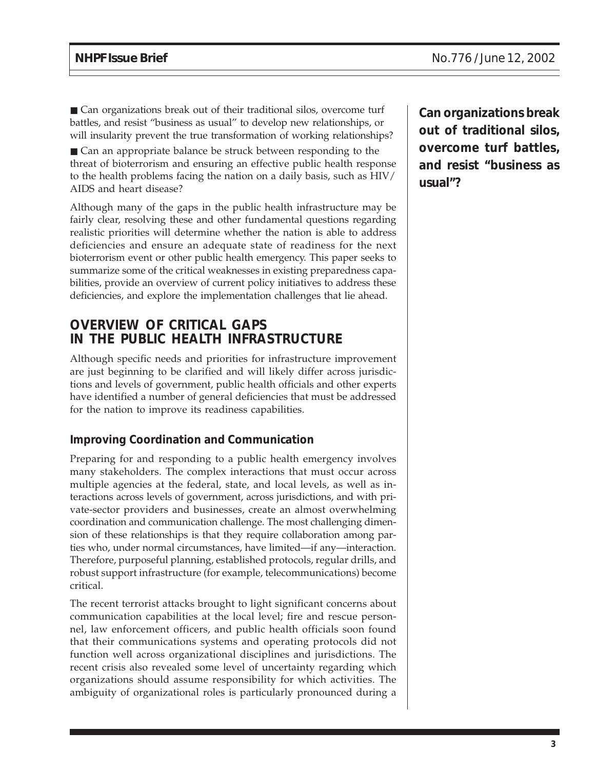- Can organizations break out of their traditional silos, overcome turf battles, and resist "business as usual" to develop new relationships, or will insularity prevent the true transformation of working relationships?
- Can an appropriate balance be struck between responding to the threat of bioterrorism and ensuring an effective public health response to the health problems facing the nation on a daily basis, such as HIV/AIDS and heart disease?

**Can organizations break out of traditional silos, overcome turf battles, and resist "business as usual"?**

Although many of the gaps in the public health infrastructure may be fairly clear, resolving these and other fundamental questions regarding realistic priorities will determine whether the nation is able to address deficiencies and ensure an adequate state of readiness for the next bioterrorism event or other public health emergency. This paper seeks to summarize some of the critical weaknesses in existing preparedness capabilities, provide an overview of current policy initiatives to address these deficiencies, and explore the implementation challenges that lie ahead.

## OVERVIEW OF CRITICAL GAPS IN THE PUBLIC HEALTH INFRASTRUCTURE

Although specific needs and priorities for infrastructure improvement are just beginning to be clarified and will likely differ across jurisdictions and levels of government, public health officials and other experts have identified a number of general deficiencies that must be addressed for the nation to improve its readiness capabilities.

### Improving Coordination and Communication

Preparing for and responding to a public health emergency involves many stakeholders. The complex interactions that must occur across multiple agencies at the federal, state, and local levels, as well as interactions across levels of government, across jurisdictions, and with private-sector providers and businesses, create an almost overwhelming coordination and communication challenge. The most challenging dimension of these relationships is that they require collaboration among parties who, under normal circumstances, have limited—if any—interaction. Therefore, purposeful planning, established protocols, regular drills, and robust support infrastructure (for example, telecommunications) become critical.

The recent terrorist attacks brought to light significant concerns about communication capabilities at the local level; fire and rescue personnel, law enforcement officers, and public health officials soon found that their communications systems and operating protocols did not function well across organizational disciplines and jurisdictions. The recent crisis also revealed some level of uncertainty regarding which organizations should assume responsibility for which activities. The ambiguity of organizational roles is particularly pronounced during a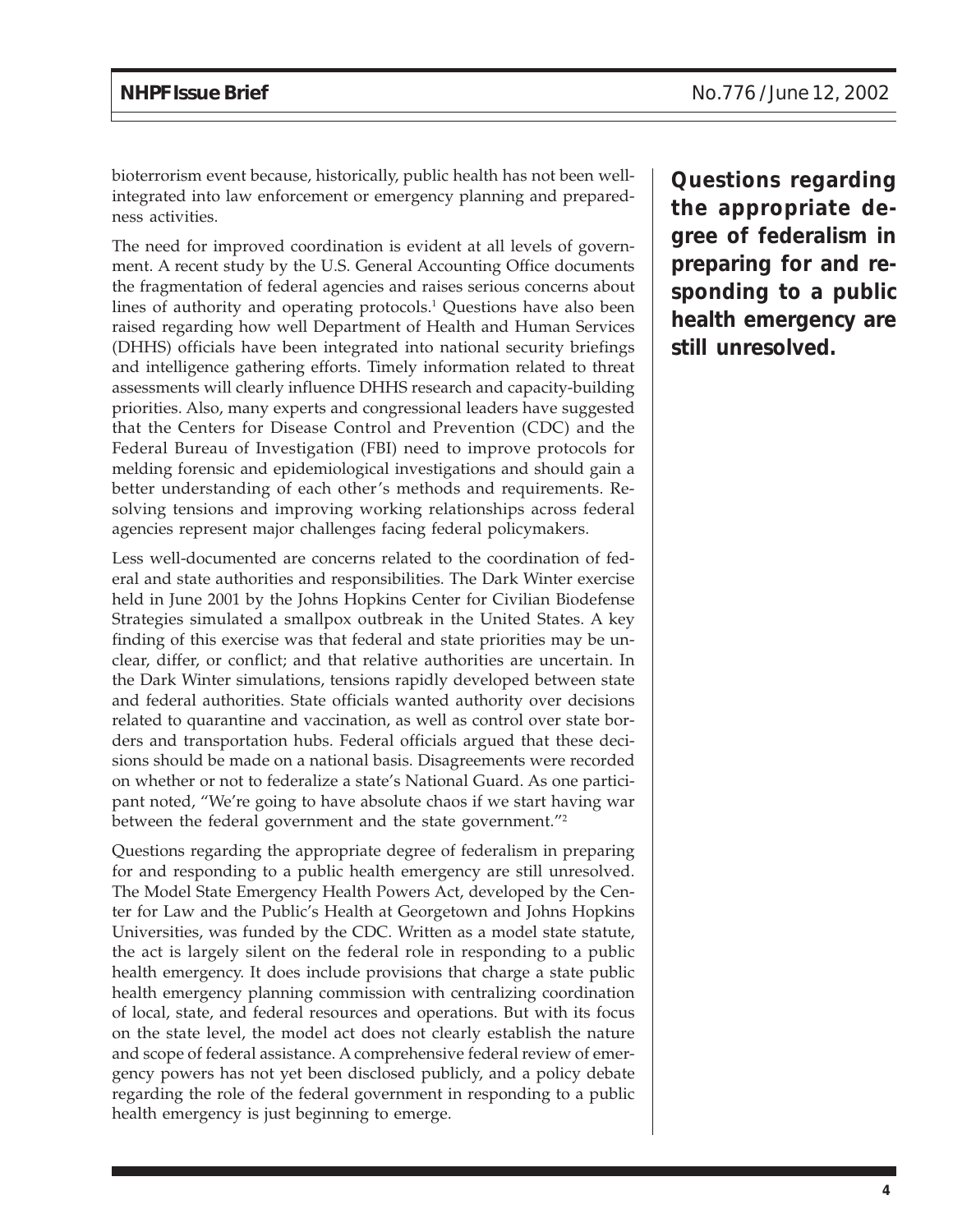bioterrorism event because, historically, public health has not been well-integrated into law enforcement or emergency planning and preparedness activities.

The need for improved coordination is evident at all levels of government. A recent study by the U.S. General Accounting Office documents the fragmentation of federal agencies and raises serious concerns about lines of authority and operating protocols.[1] Questions have also been raised regarding how well Department of Health and Human Services (DHHS) officials have been integrated into national security briefings and intelligence gathering efforts. Timely information related to threat assessments will clearly influence DHHS research and capacity-building priorities. Also, many experts and congressional leaders have suggested that the Centers for Disease Control and Prevention (CDC) and the Federal Bureau of Investigation (FBI) need to improve protocols for melding forensic and epidemiological investigations and should gain a better understanding of each other's methods and requirements. Resolving tensions and improving working relationships across federal agencies represent major challenges facing federal policymakers.

Less well-documented are concerns related to the coordination of federal and state authorities and responsibilities. The Dark Winter exercise held in June 2001 by the Johns Hopkins Center for Civilian Biodefense Strategies simulated a smallpox outbreak in the United States. A key finding of this exercise was that federal and state priorities may be unclear, differ, or conflict; and that relative authorities are uncertain. In the Dark Winter simulations, tensions rapidly developed between state and federal authorities. State officials wanted authority over decisions related to quarantine and vaccination, as well as control over state borders and transportation hubs. Federal officials argued that these decisions should be made on a national basis. Disagreements were recorded on whether or not to federalize a state's National Guard. As one participant noted, "We're going to have absolute chaos if we start having war between the federal government and the state government."[2]

**Questions regarding the appropriate degree of federalism in preparing for and responding to a public health emergency are still unresolved.**

Questions regarding the appropriate degree of federalism in preparing for and responding to a public health emergency are still unresolved. The Model State Emergency Health Powers Act, developed by the Center for Law and the Public's Health at Georgetown and Johns Hopkins Universities, was funded by the CDC. Written as a model state statute, the act is largely silent on the federal role in responding to a public health emergency. It does include provisions that charge a state public health emergency planning commission with centralizing coordination of local, state, and federal resources and operations. But with its focus on the state level, the model act does not clearly establish the nature and scope of federal assistance. A comprehensive federal review of emergency powers has not yet been disclosed publicly, and a policy debate regarding the role of the federal government in responding to a public health emergency is just beginning to emerge.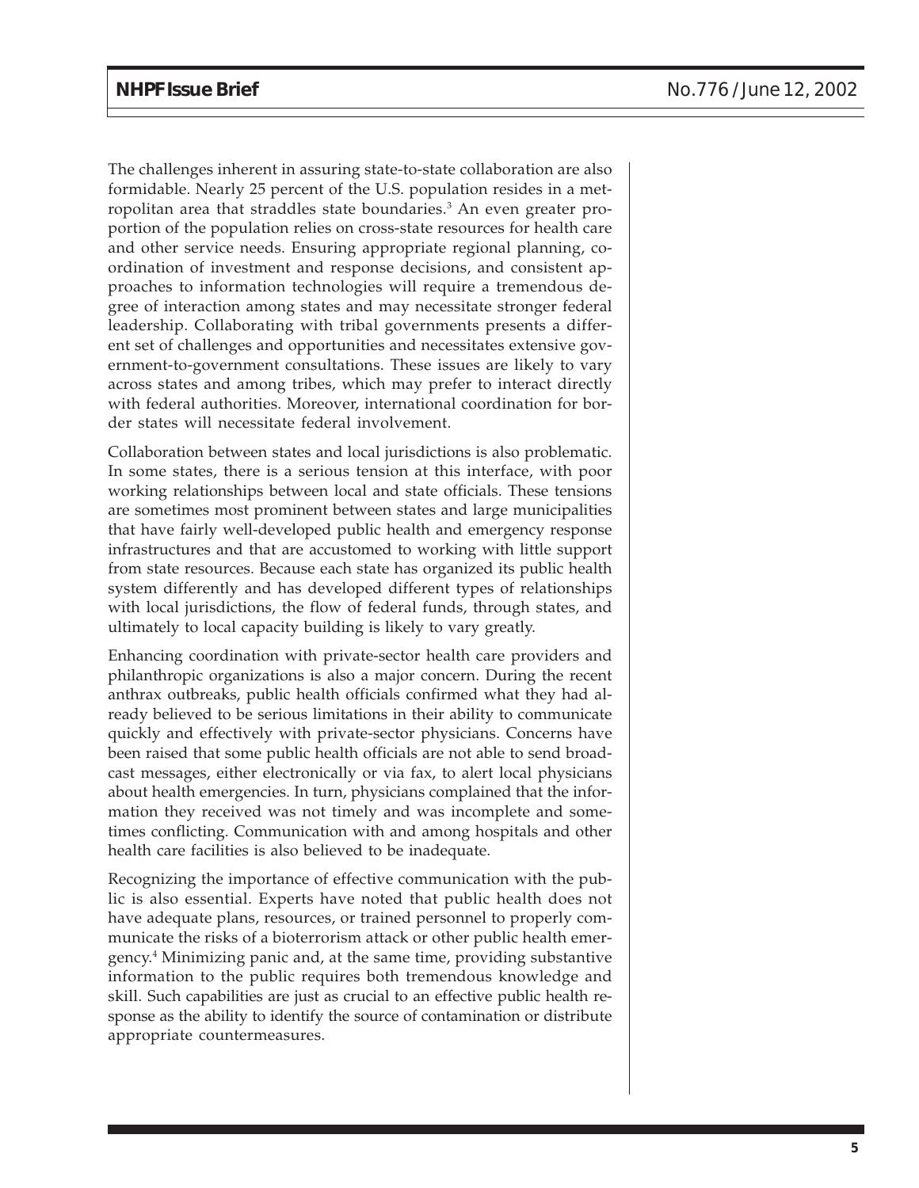The challenges inherent in assuring state-to-state collaboration are also formidable. Nearly 25 percent of the U.S. population resides in a metropolitan area that straddles state boundaries.[3] An even greater proportion of the population relies on cross-state resources for health care and other service needs. Ensuring appropriate regional planning, coordination of investment and response decisions, and consistent approaches to information technologies will require a tremendous degree of interaction among states and may necessitate stronger federal leadership. Collaborating with tribal governments presents a different set of challenges and opportunities and necessitates extensive government-to-government consultations. These issues are likely to vary across states and among tribes, which may prefer to interact directly with federal authorities. Moreover, international coordination for border states will necessitate federal involvement.

Collaboration between states and local jurisdictions is also problematic. In some states, there is a serious tension at this interface, with poor working relationships between local and state officials. These tensions are sometimes most prominent between states and large municipalities that have fairly well-developed public health and emergency response infrastructures and that are accustomed to working with little support from state resources. Because each state has organized its public health system differently and has developed different types of relationships with local jurisdictions, the flow of federal funds, through states, and ultimately to local capacity building is likely to vary greatly.

Enhancing coordination with private-sector health care providers and philanthropic organizations is also a major concern. During the recent anthrax outbreaks, public health officials confirmed what they had already believed to be serious limitations in their ability to communicate quickly and effectively with private-sector physicians. Concerns have been raised that some public health officials are not able to send broadcast messages, either electronically or via fax, to alert local physicians about health emergencies. In turn, physicians complained that the information they received was not timely and was incomplete and sometimes conflicting. Communication with and among hospitals and other health care facilities is also believed to be inadequate.

Recognizing the importance of effective communication with the public is also essential. Experts have noted that public health does not have adequate plans, resources, or trained personnel to properly communicate the risks of a bioterrorism attack or other public health emergency.[4] Minimizing panic and, at the same time, providing substantive information to the public requires both tremendous knowledge and skill. Such capabilities are just as crucial to an effective public health response as the ability to identify the source of contamination or distribute appropriate countermeasures.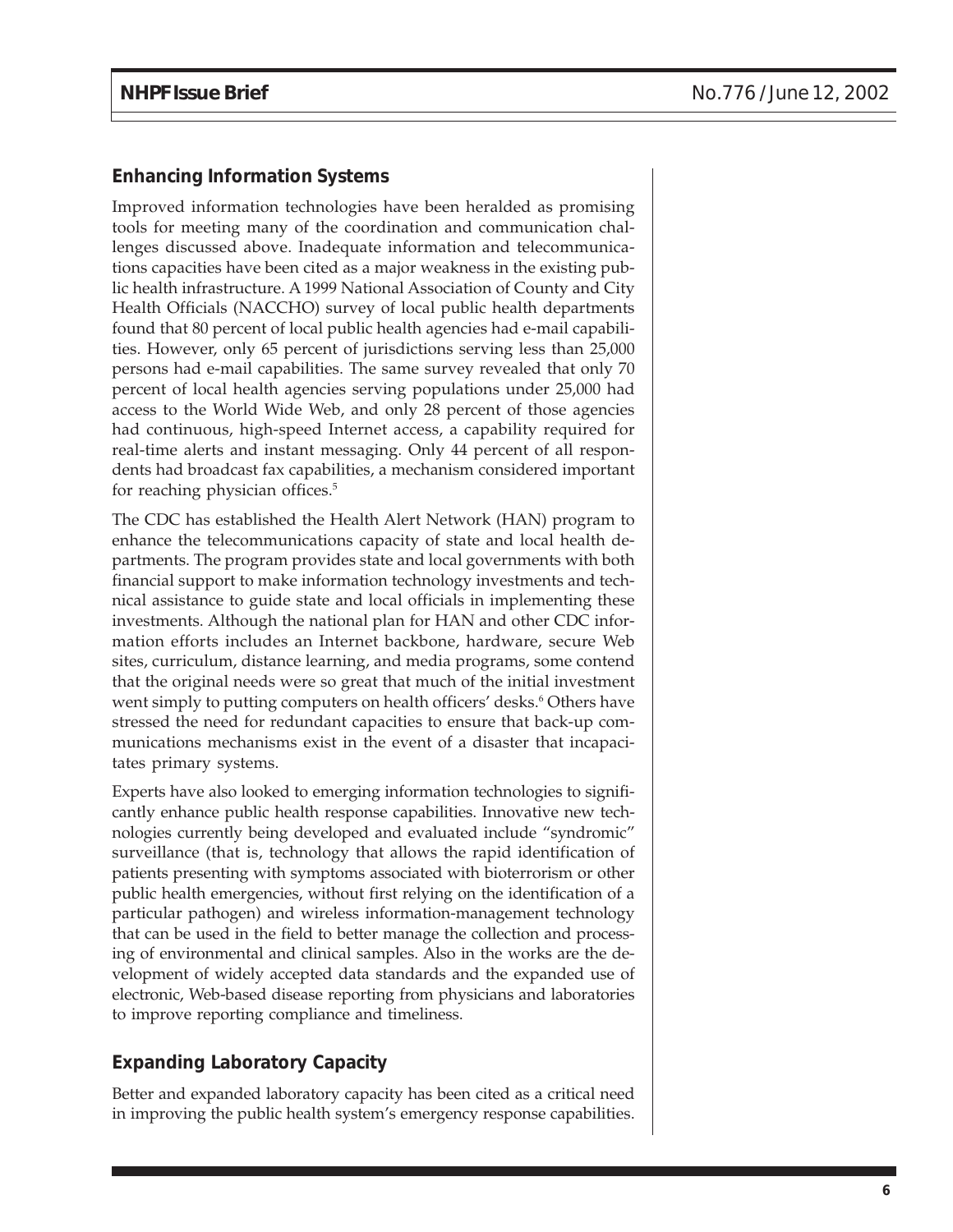## Enhancing Information Systems

Improved information technologies have been heralded as promising tools for meeting many of the coordination and communication challenges discussed above. Inadequate information and telecommunications capacities have been cited as a major weakness in the existing public health infrastructure. A 1999 National Association of County and City Health Officials (NACCHO) survey of local public health departments found that 80 percent of local public health agencies had e-mail capabilities. However, only 65 percent of jurisdictions serving less than 25,000 persons had e-mail capabilities. The same survey revealed that only 70 percent of local health agencies serving populations under 25,000 had access to the World Wide Web, and only 28 percent of those agencies had continuous, high-speed Internet access, a capability required for real-time alerts and instant messaging. Only 44 percent of all respondents had broadcast fax capabilities, a mechanism considered important for reaching physician offices.[5]

The CDC has established the Health Alert Network (HAN) program to enhance the telecommunications capacity of state and local health departments. The program provides state and local governments with both financial support to make information technology investments and technical assistance to guide state and local officials in implementing these investments. Although the national plan for HAN and other CDC information efforts includes an Internet backbone, hardware, secure Web sites, curriculum, distance learning, and media programs, some contend that the original needs were so great that much of the initial investment went simply to putting computers on health officers' desks.[6] Others have stressed the need for redundant capacities to ensure that back-up communications mechanisms exist in the event of a disaster that incapacitates primary systems.

Experts have also looked to emerging information technologies to significantly enhance public health response capabilities. Innovative new technologies currently being developed and evaluated include "syndromic" surveillance (that is, technology that allows the rapid identification of patients presenting with symptoms associated with bioterrorism or other public health emergencies, without first relying on the identification of a particular pathogen) and wireless information-management technology that can be used in the field to better manage the collection and processing of environmental and clinical samples. Also in the works are the development of widely accepted data standards and the expanded use of electronic, Web-based disease reporting from physicians and laboratories to improve reporting compliance and timeliness.

## Expanding Laboratory Capacity

Better and expanded laboratory capacity has been cited as a critical need in improving the public health system's emergency response capabilities.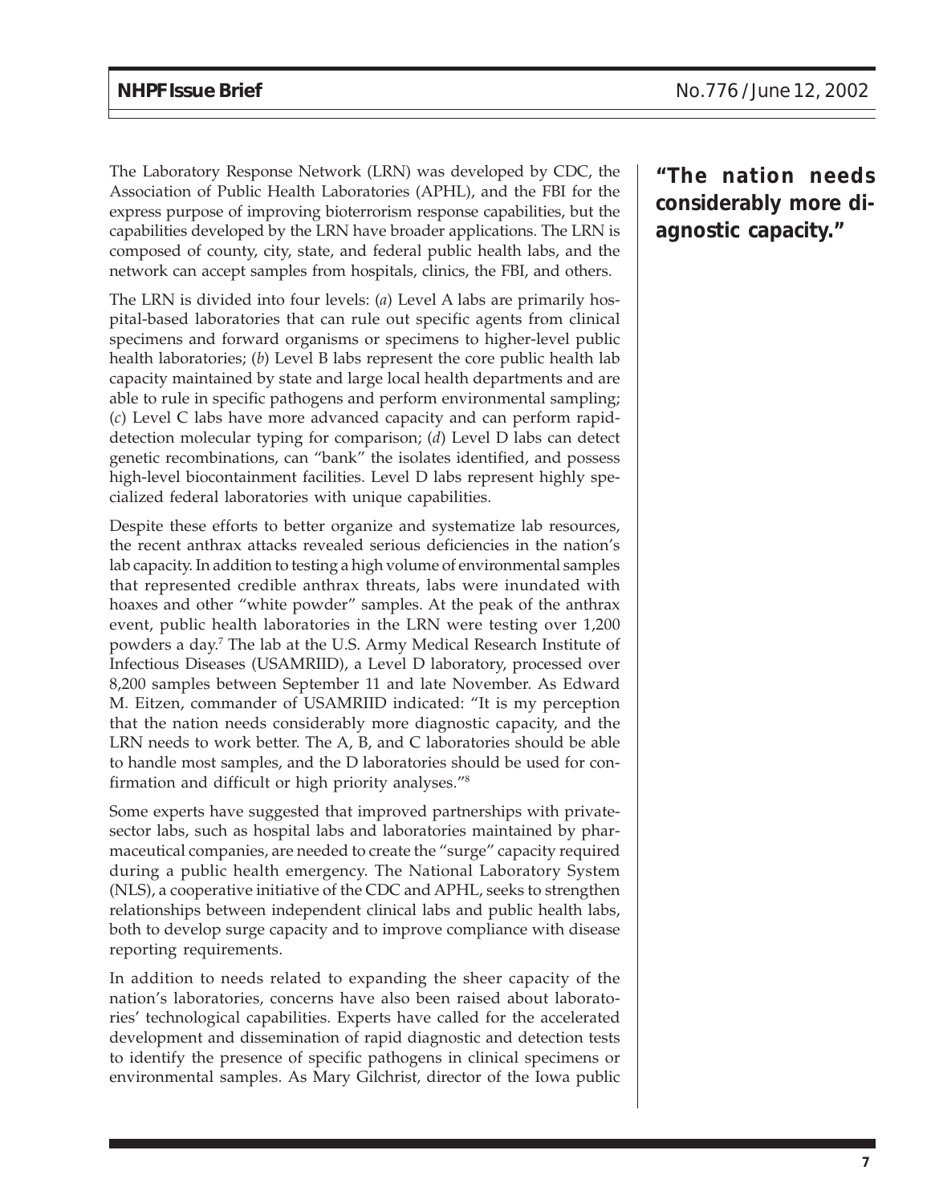The Laboratory Response Network (LRN) was developed by CDC, the Association of Public Health Laboratories (APHL), and the FBI for the express purpose of improving bioterrorism response capabilities, but the capabilities developed by the LRN have broader applications. The LRN is composed of county, city, state, and federal public health labs, and the network can accept samples from hospitals, clinics, the FBI, and others.

**"The nation needs considerably more diagnostic capacity."**

The LRN is divided into four levels: (*a*) Level A labs are primarily hospital-based laboratories that can rule out specific agents from clinical specimens and forward organisms or specimens to higher-level public health laboratories; (*b*) Level B labs represent the core public health lab capacity maintained by state and large local health departments and are able to rule in specific pathogens and perform environmental sampling; (*c*) Level C labs have more advanced capacity and can perform rapid-detection molecular typing for comparison; (*d*) Level D labs can detect genetic recombinations, can "bank" the isolates identified, and possess high-level biocontainment facilities. Level D labs represent highly specialized federal laboratories with unique capabilities.

Despite these efforts to better organize and systematize lab resources, the recent anthrax attacks revealed serious deficiencies in the nation's lab capacity. In addition to testing a high volume of environmental samples that represented credible anthrax threats, labs were inundated with hoaxes and other "white powder" samples. At the peak of the anthrax event, public health laboratories in the LRN were testing over 1,200 powders a day.[7] The lab at the U.S. Army Medical Research Institute of Infectious Diseases (USAMRIID), a Level D laboratory, processed over 8,200 samples between September 11 and late November. As Edward M. Eitzen, commander of USAMRIID indicated: "It is my perception that the nation needs considerably more diagnostic capacity, and the LRN needs to work better. The A, B, and C laboratories should be able to handle most samples, and the D laboratories should be used for confirmation and difficult or high priority analyses."[8]

Some experts have suggested that improved partnerships with private-sector labs, such as hospital labs and laboratories maintained by pharmaceutical companies, are needed to create the "surge" capacity required during a public health emergency. The National Laboratory System (NLS), a cooperative initiative of the CDC and APHL, seeks to strengthen relationships between independent clinical labs and public health labs, both to develop surge capacity and to improve compliance with disease reporting requirements.

In addition to needs related to expanding the sheer capacity of the nation's laboratories, concerns have also been raised about laboratories' technological capabilities. Experts have called for the accelerated development and dissemination of rapid diagnostic and detection tests to identify the presence of specific pathogens in clinical specimens or environmental samples. As Mary Gilchrist, director of the Iowa public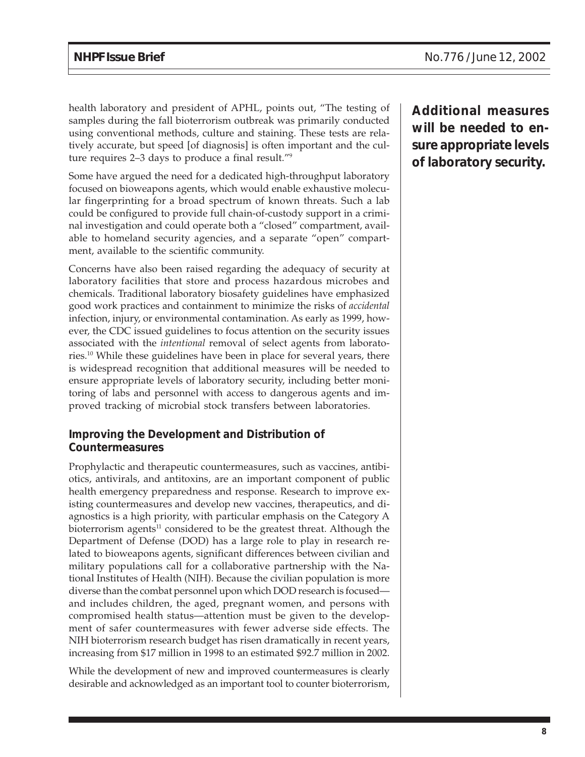health laboratory and president of APHL, points out, "The testing of samples during the fall bioterrorism outbreak was primarily conducted using conventional methods, culture and staining. These tests are relatively accurate, but speed [of diagnosis] is often important and the culture requires 2–3 days to produce a final result."[9]

**Additional measures will be needed to ensure appropriate levels of laboratory security.**

Some have argued the need for a dedicated high-throughput laboratory focused on bioweapons agents, which would enable exhaustive molecular fingerprinting for a broad spectrum of known threats. Such a lab could be configured to provide full chain-of-custody support in a criminal investigation and could operate both a "closed" compartment, available to homeland security agencies, and a separate "open" compartment, available to the scientific community.

Concerns have also been raised regarding the adequacy of security at laboratory facilities that store and process hazardous microbes and chemicals. Traditional laboratory biosafety guidelines have emphasized good work practices and containment to minimize the risks of *accidental* infection, injury, or environmental contamination. As early as 1999, however, the CDC issued guidelines to focus attention on the security issues associated with the *intentional* removal of select agents from laboratories.[10] While these guidelines have been in place for several years, there is widespread recognition that additional measures will be needed to ensure appropriate levels of laboratory security, including better monitoring of labs and personnel with access to dangerous agents and improved tracking of microbial stock transfers between laboratories.

### Improving the Development and Distribution of Countermeasures

Prophylactic and therapeutic countermeasures, such as vaccines, antibiotics, antivirals, and antitoxins, are an important component of public health emergency preparedness and response. Research to improve existing countermeasures and develop new vaccines, therapeutics, and diagnostics is a high priority, with particular emphasis on the Category A bioterrorism agents[11] considered to be the greatest threat. Although the Department of Defense (DOD) has a large role to play in research related to bioweapons agents, significant differences between civilian and military populations call for a collaborative partnership with the National Institutes of Health (NIH). Because the civilian population is more diverse than the combat personnel upon which DOD research is focused—and includes children, the aged, pregnant women, and persons with compromised health status—attention must be given to the development of safer countermeasures with fewer adverse side effects. The NIH bioterrorism research budget has risen dramatically in recent years, increasing from $17 million in 1998 to an estimated $92.7 million in 2002.

While the development of new and improved countermeasures is clearly desirable and acknowledged as an important tool to counter bioterrorism,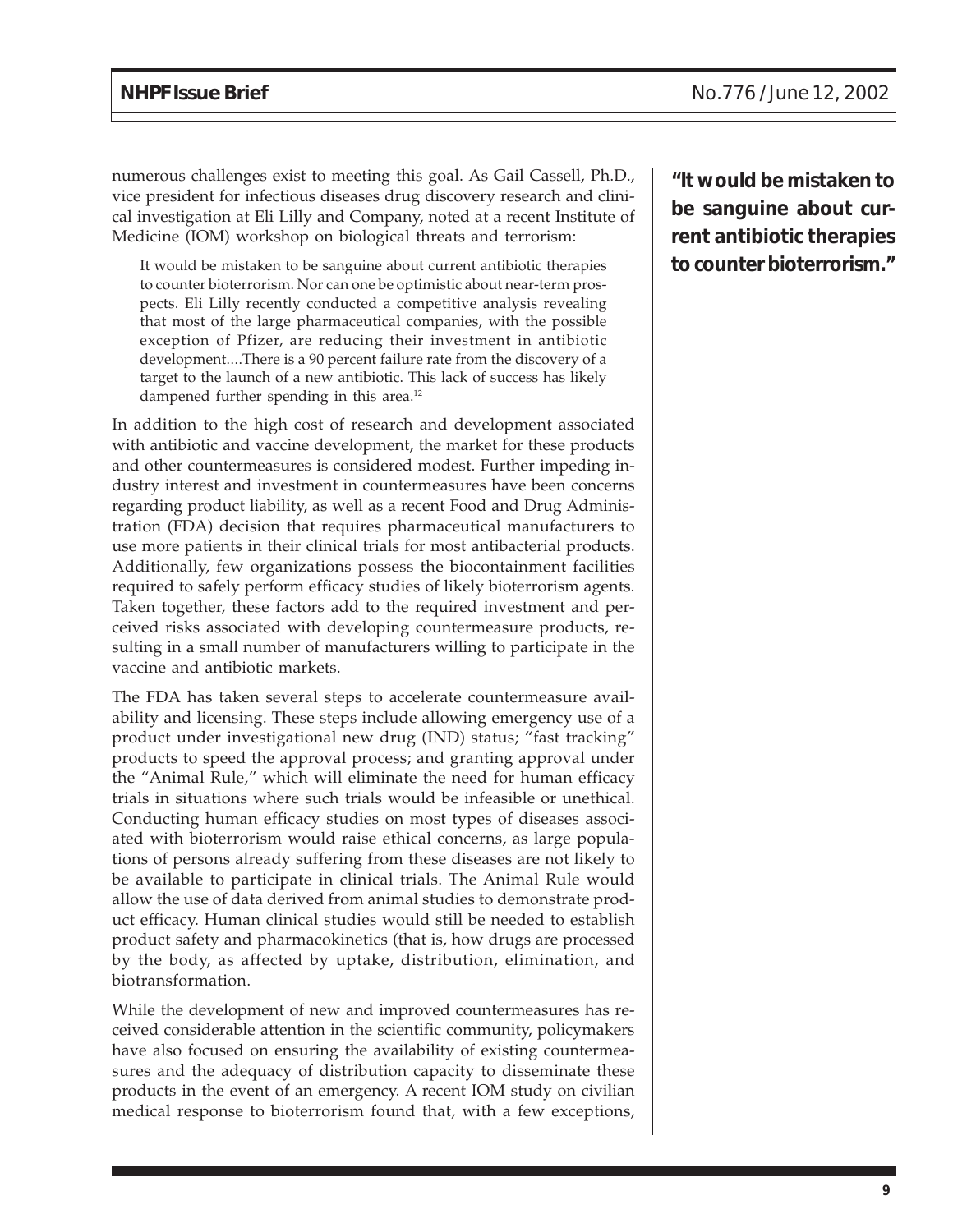numerous challenges exist to meeting this goal. As Gail Cassell, Ph.D., vice president for infectious diseases drug discovery research and clinical investigation at Eli Lilly and Company, noted at a recent Institute of Medicine (IOM) workshop on biological threats and terrorism:

> It would be mistaken to be sanguine about current antibiotic therapies to counter bioterrorism. Nor can one be optimistic about near-term prospects. Eli Lilly recently conducted a competitive analysis revealing that most of the large pharmaceutical companies, with the possible exception of Pfizer, are reducing their investment in antibiotic development....There is a 90 percent failure rate from the discovery of a target to the launch of a new antibiotic. This lack of success has likely dampened further spending in this area.[12]

**"It would be mistaken to be sanguine about current antibiotic therapies to counter bioterrorism."**

In addition to the high cost of research and development associated with antibiotic and vaccine development, the market for these products and other countermeasures is considered modest. Further impeding industry interest and investment in countermeasures have been concerns regarding product liability, as well as a recent Food and Drug Administration (FDA) decision that requires pharmaceutical manufacturers to use more patients in their clinical trials for most antibacterial products. Additionally, few organizations possess the biocontainment facilities required to safely perform efficacy studies of likely bioterrorism agents. Taken together, these factors add to the required investment and perceived risks associated with developing countermeasure products, resulting in a small number of manufacturers willing to participate in the vaccine and antibiotic markets.

The FDA has taken several steps to accelerate countermeasure availability and licensing. These steps include allowing emergency use of a product under investigational new drug (IND) status; "fast tracking" products to speed the approval process; and granting approval under the "Animal Rule," which will eliminate the need for human efficacy trials in situations where such trials would be infeasible or unethical. Conducting human efficacy studies on most types of diseases associated with bioterrorism would raise ethical concerns, as large populations of persons already suffering from these diseases are not likely to be available to participate in clinical trials. The Animal Rule would allow the use of data derived from animal studies to demonstrate product efficacy. Human clinical studies would still be needed to establish product safety and pharmacokinetics (that is, how drugs are processed by the body, as affected by uptake, distribution, elimination, and biotransformation.

While the development of new and improved countermeasures has received considerable attention in the scientific community, policymakers have also focused on ensuring the availability of existing countermeasures and the adequacy of distribution capacity to disseminate these products in the event of an emergency. A recent IOM study on civilian medical response to bioterrorism found that, with a few exceptions,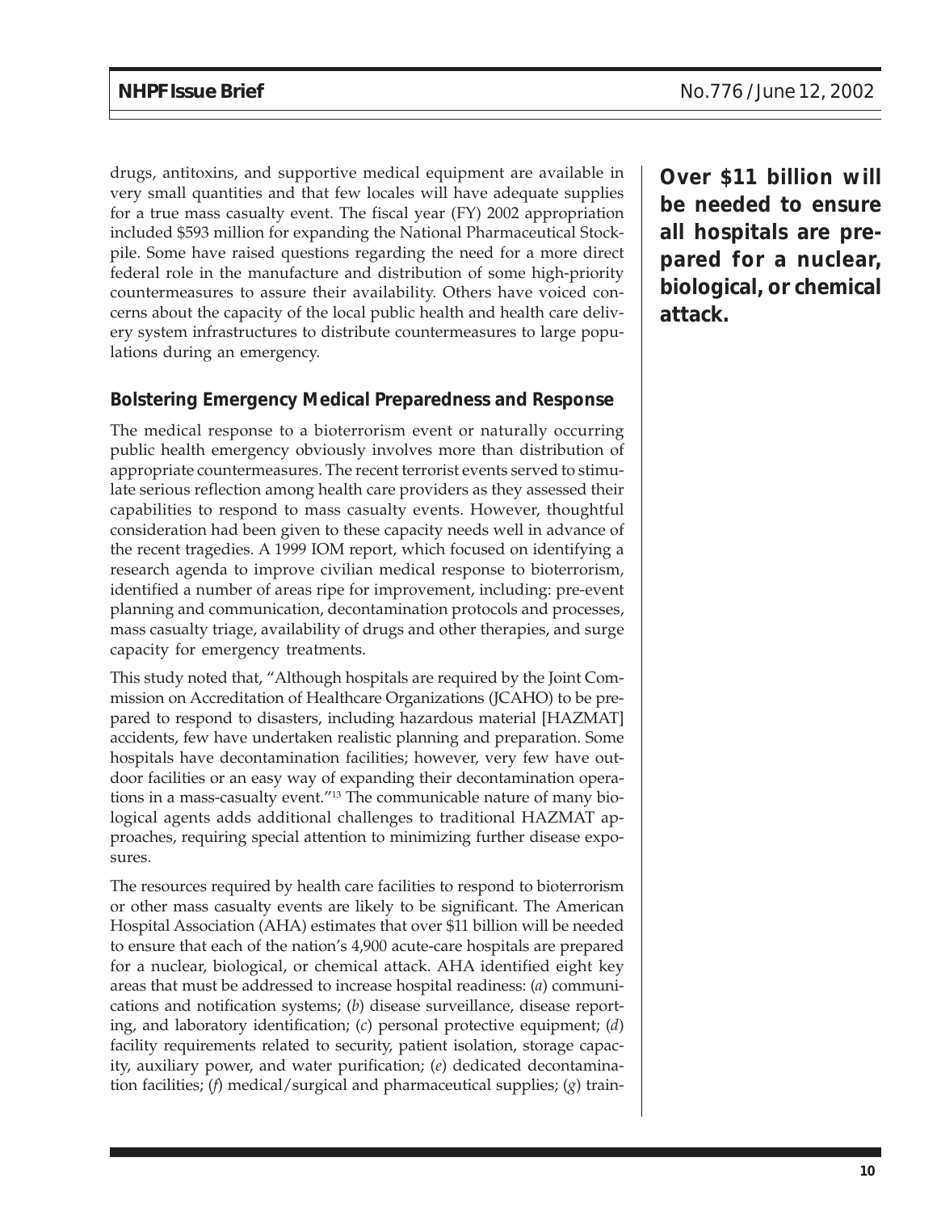drugs, antitoxins, and supportive medical equipment are available in very small quantities and that few locales will have adequate supplies for a true mass casualty event. The fiscal year (FY) 2002 appropriation included $593 million for expanding the National Pharmaceutical Stockpile. Some have raised questions regarding the need for a more direct federal role in the manufacture and distribution of some high-priority countermeasures to assure their availability. Others have voiced concerns about the capacity of the local public health and health care delivery system infrastructures to distribute countermeasures to large populations during an emergency.

**Over $11 billion will be needed to ensure all hospitals are prepared for a nuclear, biological, or chemical attack.**

### Bolstering Emergency Medical Preparedness and Response

The medical response to a bioterrorism event or naturally occurring public health emergency obviously involves more than distribution of appropriate countermeasures. The recent terrorist events served to stimulate serious reflection among health care providers as they assessed their capabilities to respond to mass casualty events. However, thoughtful consideration had been given to these capacity needs well in advance of the recent tragedies. A 1999 IOM report, which focused on identifying a research agenda to improve civilian medical response to bioterrorism, identified a number of areas ripe for improvement, including: pre-event planning and communication, decontamination protocols and processes, mass casualty triage, availability of drugs and other therapies, and surge capacity for emergency treatments.

This study noted that, "Although hospitals are required by the Joint Commission on Accreditation of Healthcare Organizations (JCAHO) to be prepared to respond to disasters, including hazardous material [HAZMAT] accidents, few have undertaken realistic planning and preparation. Some hospitals have decontamination facilities; however, very few have outdoor facilities or an easy way of expanding their decontamination operations in a mass-casualty event."[13] The communicable nature of many biological agents adds additional challenges to traditional HAZMAT approaches, requiring special attention to minimizing further disease exposures.

The resources required by health care facilities to respond to bioterrorism or other mass casualty events are likely to be significant. The American Hospital Association (AHA) estimates that over $11 billion will be needed to ensure that each of the nation's 4,900 acute-care hospitals are prepared for a nuclear, biological, or chemical attack. AHA identified eight key areas that must be addressed to increase hospital readiness: (*a*) communications and notification systems; (*b*) disease surveillance, disease reporting, and laboratory identification; (*c*) personal protective equipment; (*d*) facility requirements related to security, patient isolation, storage capacity, auxiliary power, and water purification; (*e*) dedicated decontamination facilities; (*f*) medical/surgical and pharmaceutical supplies; (*g*) train-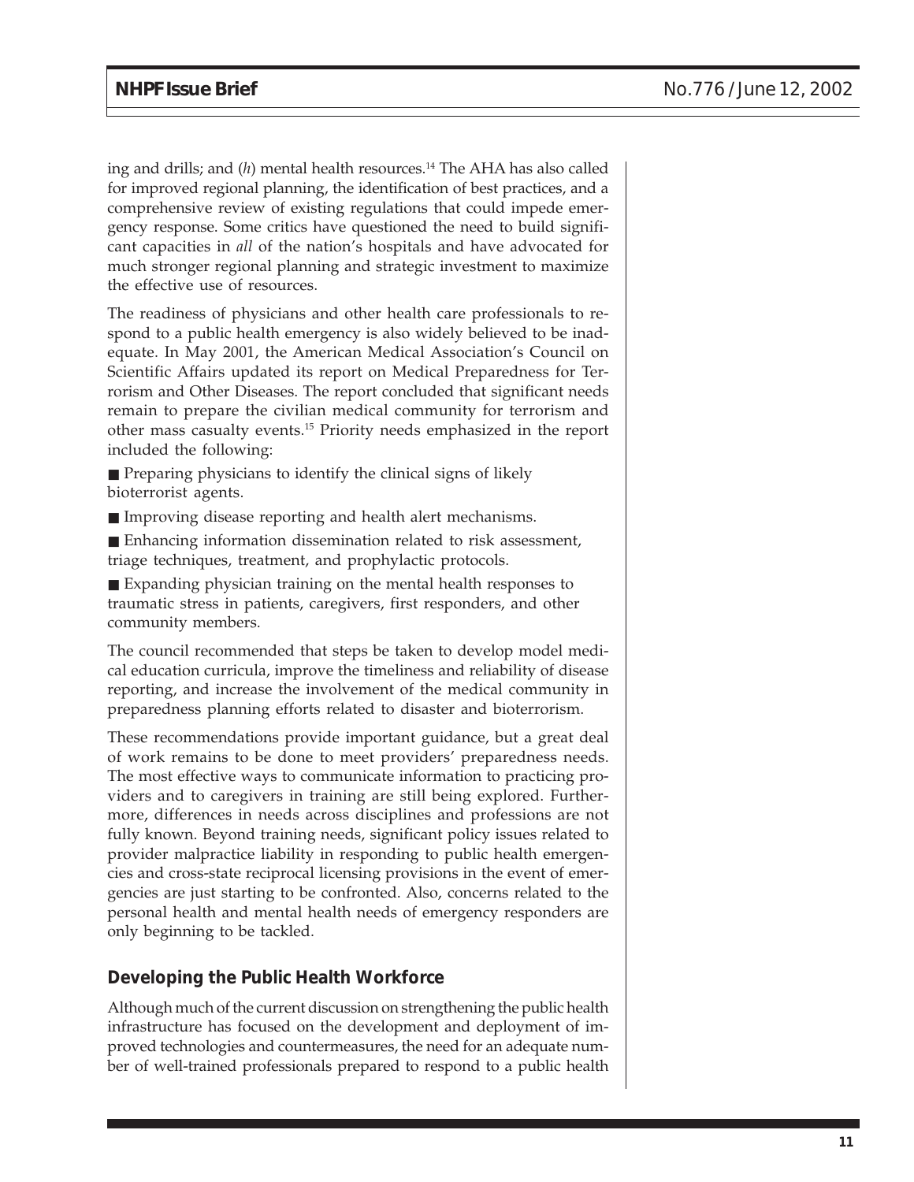ing and drills; and (*h*) mental health resources.[14] The AHA has also called for improved regional planning, the identification of best practices, and a comprehensive review of existing regulations that could impede emergency response. Some critics have questioned the need to build significant capacities in *all* of the nation's hospitals and have advocated for much stronger regional planning and strategic investment to maximize the effective use of resources.

The readiness of physicians and other health care professionals to respond to a public health emergency is also widely believed to be inadequate. In May 2001, the American Medical Association's Council on Scientific Affairs updated its report on Medical Preparedness for Terrorism and Other Diseases. The report concluded that significant needs remain to prepare the civilian medical community for terrorism and other mass casualty events.[15] Priority needs emphasized in the report included the following:

- Preparing physicians to identify the clinical signs of likely bioterrorist agents.
- Improving disease reporting and health alert mechanisms.
- Enhancing information dissemination related to risk assessment, triage techniques, treatment, and prophylactic protocols.
- Expanding physician training on the mental health responses to traumatic stress in patients, caregivers, first responders, and other community members.

The council recommended that steps be taken to develop model medical education curricula, improve the timeliness and reliability of disease reporting, and increase the involvement of the medical community in preparedness planning efforts related to disaster and bioterrorism.

These recommendations provide important guidance, but a great deal of work remains to be done to meet providers' preparedness needs. The most effective ways to communicate information to practicing providers and to caregivers in training are still being explored. Furthermore, differences in needs across disciplines and professions are not fully known. Beyond training needs, significant policy issues related to provider malpractice liability in responding to public health emergencies and cross-state reciprocal licensing provisions in the event of emergencies are just starting to be confronted. Also, concerns related to the personal health and mental health needs of emergency responders are only beginning to be tackled.

## Developing the Public Health Workforce

Although much of the current discussion on strengthening the public health infrastructure has focused on the development and deployment of improved technologies and countermeasures, the need for an adequate number of well-trained professionals prepared to respond to a public health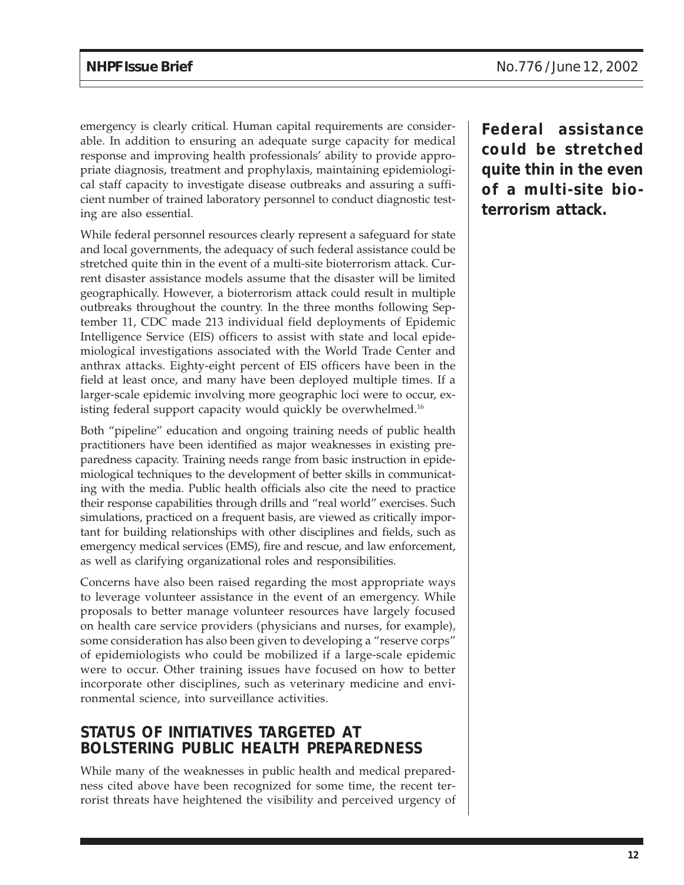emergency is clearly critical. Human capital requirements are considerable. In addition to ensuring an adequate surge capacity for medical response and improving health professionals' ability to provide appropriate diagnosis, treatment and prophylaxis, maintaining epidemiological staff capacity to investigate disease outbreaks and assuring a sufficient number of trained laboratory personnel to conduct diagnostic testing are also essential.

**Federal assistance could be stretched quite thin in the even of a multi-site bioterrorism attack.**

While federal personnel resources clearly represent a safeguard for state and local governments, the adequacy of such federal assistance could be stretched quite thin in the event of a multi-site bioterrorism attack. Current disaster assistance models assume that the disaster will be limited geographically. However, a bioterrorism attack could result in multiple outbreaks throughout the country. In the three months following September 11, CDC made 213 individual field deployments of Epidemic Intelligence Service (EIS) officers to assist with state and local epidemiological investigations associated with the World Trade Center and anthrax attacks. Eighty-eight percent of EIS officers have been in the field at least once, and many have been deployed multiple times. If a larger-scale epidemic involving more geographic loci were to occur, existing federal support capacity would quickly be overwhelmed.[16]

Both "pipeline" education and ongoing training needs of public health practitioners have been identified as major weaknesses in existing preparedness capacity. Training needs range from basic instruction in epidemiological techniques to the development of better skills in communicating with the media. Public health officials also cite the need to practice their response capabilities through drills and "real world" exercises. Such simulations, practiced on a frequent basis, are viewed as critically important for building relationships with other disciplines and fields, such as emergency medical services (EMS), fire and rescue, and law enforcement, as well as clarifying organizational roles and responsibilities.

Concerns have also been raised regarding the most appropriate ways to leverage volunteer assistance in the event of an emergency. While proposals to better manage volunteer resources have largely focused on health care service providers (physicians and nurses, for example), some consideration has also been given to developing a "reserve corps" of epidemiologists who could be mobilized if a large-scale epidemic were to occur. Other training issues have focused on how to better incorporate other disciplines, such as veterinary medicine and environmental science, into surveillance activities.

## STATUS OF INITIATIVES TARGETED AT BOLSTERING PUBLIC HEALTH PREPAREDNESS

While many of the weaknesses in public health and medical preparedness cited above have been recognized for some time, the recent terrorist threats have heightened the visibility and perceived urgency of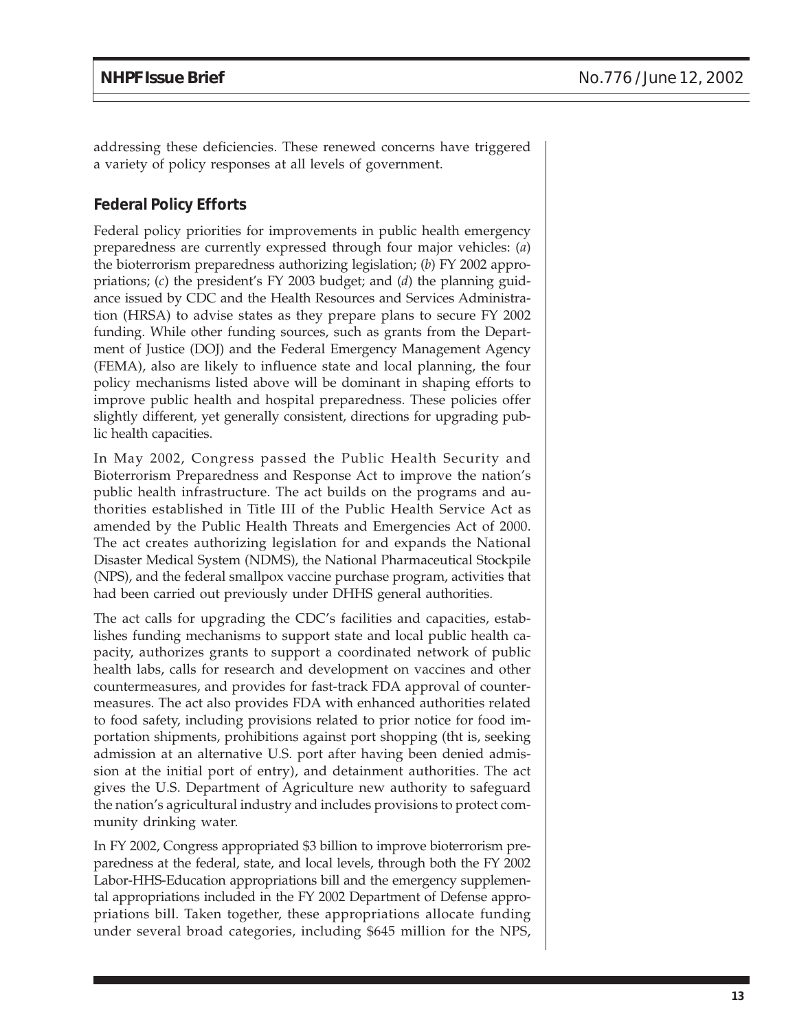addressing these deficiencies. These renewed concerns have triggered a variety of policy responses at all levels of government.

## Federal Policy Efforts

Federal policy priorities for improvements in public health emergency preparedness are currently expressed through four major vehicles: (*a*) the bioterrorism preparedness authorizing legislation; (*b*) FY 2002 appropriations; (*c*) the president's FY 2003 budget; and (*d*) the planning guidance issued by CDC and the Health Resources and Services Administration (HRSA) to advise states as they prepare plans to secure FY 2002 funding. While other funding sources, such as grants from the Department of Justice (DOJ) and the Federal Emergency Management Agency (FEMA), also are likely to influence state and local planning, the four policy mechanisms listed above will be dominant in shaping efforts to improve public health and hospital preparedness. These policies offer slightly different, yet generally consistent, directions for upgrading public health capacities.

In May 2002, Congress passed the Public Health Security and Bioterrorism Preparedness and Response Act to improve the nation's public health infrastructure. The act builds on the programs and authorities established in Title III of the Public Health Service Act as amended by the Public Health Threats and Emergencies Act of 2000. The act creates authorizing legislation for and expands the National Disaster Medical System (NDMS), the National Pharmaceutical Stockpile (NPS), and the federal smallpox vaccine purchase program, activities that had been carried out previously under DHHS general authorities.

The act calls for upgrading the CDC's facilities and capacities, establishes funding mechanisms to support state and local public health capacity, authorizes grants to support a coordinated network of public health labs, calls for research and development on vaccines and other countermeasures, and provides for fast-track FDA approval of countermeasures. The act also provides FDA with enhanced authorities related to food safety, including provisions related to prior notice for food importation shipments, prohibitions against port shopping (tht is, seeking admission at an alternative U.S. port after having been denied admission at the initial port of entry), and detainment authorities. The act gives the U.S. Department of Agriculture new authority to safeguard the nation's agricultural industry and includes provisions to protect community drinking water.

In FY 2002, Congress appropriated $3 billion to improve bioterrorism preparedness at the federal, state, and local levels, through both the FY 2002 Labor-HHS-Education appropriations bill and the emergency supplemental appropriations included in the FY 2002 Department of Defense appropriations bill. Taken together, these appropriations allocate funding under several broad categories, including $645 million for the NPS,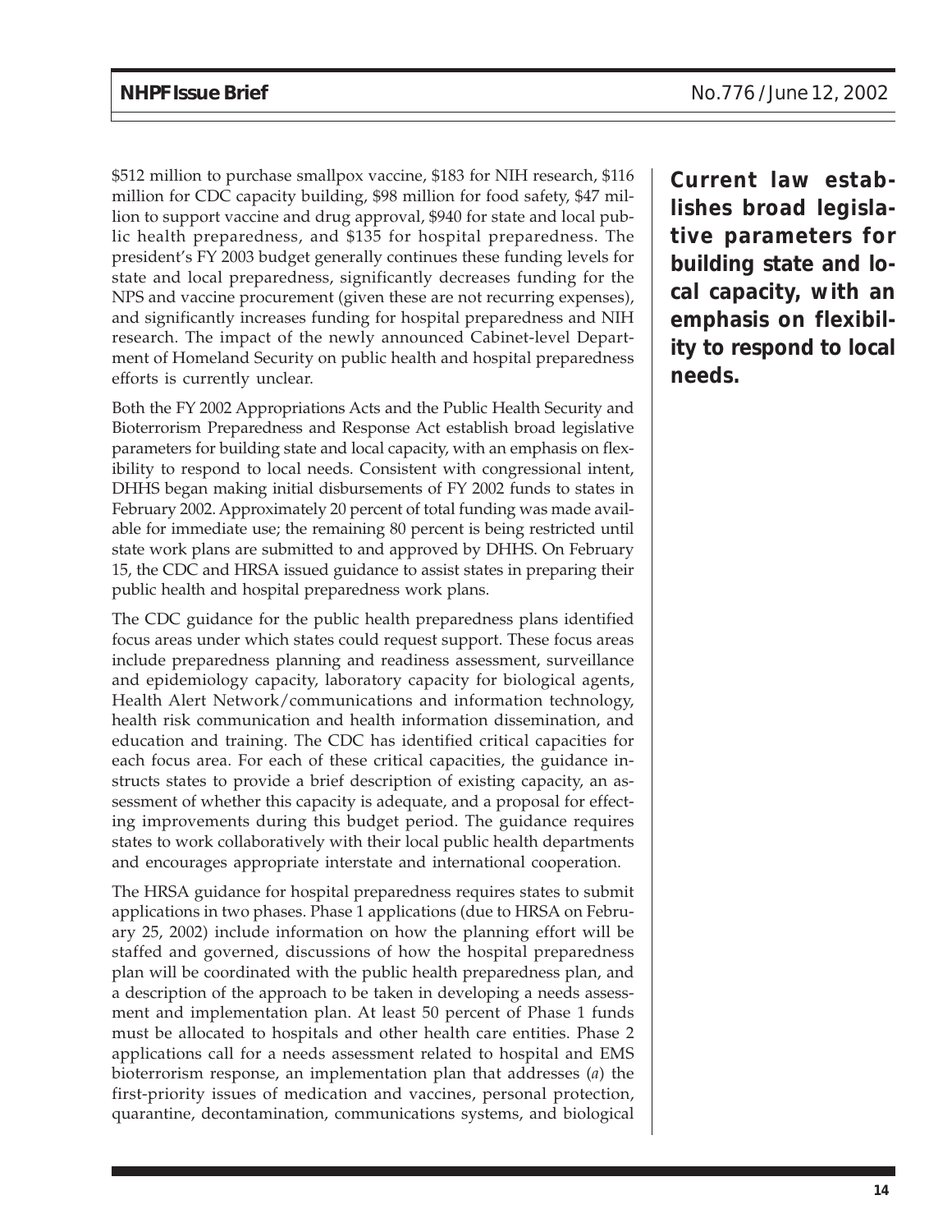$512 million to purchase smallpox vaccine, $183 for NIH research, $116 million for CDC capacity building, $98 million for food safety, $47 million to support vaccine and drug approval, $940 for state and local public health preparedness, and $135 for hospital preparedness. The president's FY 2003 budget generally continues these funding levels for state and local preparedness, significantly decreases funding for the NPS and vaccine procurement (given these are not recurring expenses), and significantly increases funding for hospital preparedness and NIH research. The impact of the newly announced Cabinet-level Department of Homeland Security on public health and hospital preparedness efforts is currently unclear.

**Current law establishes broad legislative parameters for building state and local capacity, with an emphasis on flexibility to respond to local needs.**

Both the FY 2002 Appropriations Acts and the Public Health Security and Bioterrorism Preparedness and Response Act establish broad legislative parameters for building state and local capacity, with an emphasis on flexibility to respond to local needs. Consistent with congressional intent, DHHS began making initial disbursements of FY 2002 funds to states in February 2002. Approximately 20 percent of total funding was made available for immediate use; the remaining 80 percent is being restricted until state work plans are submitted to and approved by DHHS. On February 15, the CDC and HRSA issued guidance to assist states in preparing their public health and hospital preparedness work plans.

The CDC guidance for the public health preparedness plans identified focus areas under which states could request support. These focus areas include preparedness planning and readiness assessment, surveillance and epidemiology capacity, laboratory capacity for biological agents, Health Alert Network/communications and information technology, health risk communication and health information dissemination, and education and training. The CDC has identified critical capacities for each focus area. For each of these critical capacities, the guidance instructs states to provide a brief description of existing capacity, an assessment of whether this capacity is adequate, and a proposal for effecting improvements during this budget period. The guidance requires states to work collaboratively with their local public health departments and encourages appropriate interstate and international cooperation.

The HRSA guidance for hospital preparedness requires states to submit applications in two phases. Phase 1 applications (due to HRSA on February 25, 2002) include information on how the planning effort will be staffed and governed, discussions of how the hospital preparedness plan will be coordinated with the public health preparedness plan, and a description of the approach to be taken in developing a needs assessment and implementation plan. At least 50 percent of Phase 1 funds must be allocated to hospitals and other health care entities. Phase 2 applications call for a needs assessment related to hospital and EMS bioterrorism response, an implementation plan that addresses (*a*) the first-priority issues of medication and vaccines, personal protection, quarantine, decontamination, communications systems, and biological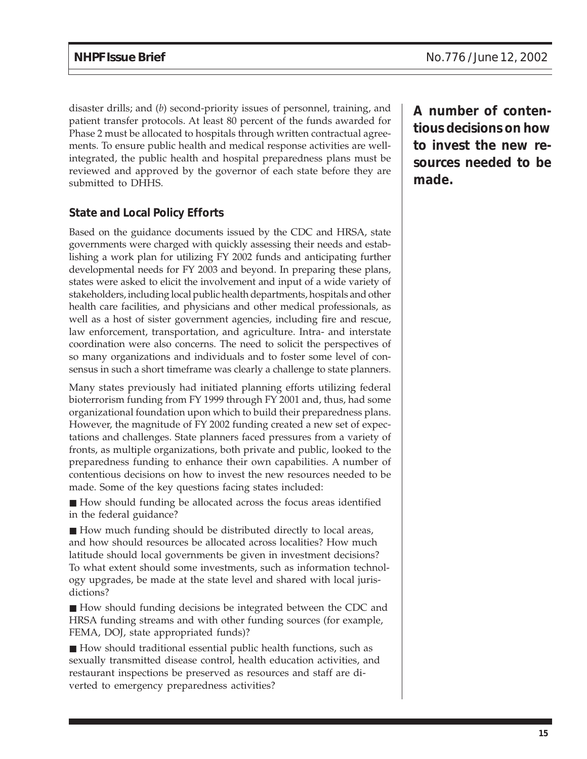disaster drills; and (*b*) second-priority issues of personnel, training, and patient transfer protocols. At least 80 percent of the funds awarded for Phase 2 must be allocated to hospitals through written contractual agreements. To ensure public health and medical response activities are well-integrated, the public health and hospital preparedness plans must be reviewed and approved by the governor of each state before they are submitted to DHHS.

**A number of contentious decisions on how to invest the new resources needed to be made.**

### State and Local Policy Efforts

Based on the guidance documents issued by the CDC and HRSA, state governments were charged with quickly assessing their needs and establishing a work plan for utilizing FY 2002 funds and anticipating further developmental needs for FY 2003 and beyond. In preparing these plans, states were asked to elicit the involvement and input of a wide variety of stakeholders, including local public health departments, hospitals and other health care facilities, and physicians and other medical professionals, as well as a host of sister government agencies, including fire and rescue, law enforcement, transportation, and agriculture. Intra- and interstate coordination were also concerns. The need to solicit the perspectives of so many organizations and individuals and to foster some level of consensus in such a short timeframe was clearly a challenge to state planners.

Many states previously had initiated planning efforts utilizing federal bioterrorism funding from FY 1999 through FY 2001 and, thus, had some organizational foundation upon which to build their preparedness plans. However, the magnitude of FY 2002 funding created a new set of expectations and challenges. State planners faced pressures from a variety of fronts, as multiple organizations, both private and public, looked to the preparedness funding to enhance their own capabilities. A number of contentious decisions on how to invest the new resources needed to be made. Some of the key questions facing states included:

- How should funding be allocated across the focus areas identified in the federal guidance?
- How much funding should be distributed directly to local areas, and how should resources be allocated across localities? How much latitude should local governments be given in investment decisions? To what extent should some investments, such as information technology upgrades, be made at the state level and shared with local jurisdictions?
- How should funding decisions be integrated between the CDC and HRSA funding streams and with other funding sources (for example, FEMA, DOJ, state appropriated funds)?
- How should traditional essential public health functions, such as sexually transmitted disease control, health education activities, and restaurant inspections be preserved as resources and staff are diverted to emergency preparedness activities?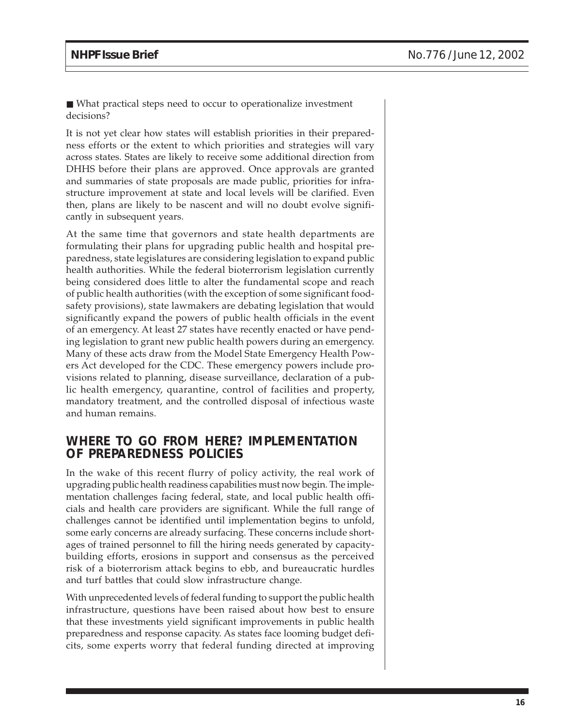- What practical steps need to occur to operationalize investment decisions?

It is not yet clear how states will establish priorities in their preparedness efforts or the extent to which priorities and strategies will vary across states. States are likely to receive some additional direction from DHHS before their plans are approved. Once approvals are granted and summaries of state proposals are made public, priorities for infrastructure improvement at state and local levels will be clarified. Even then, plans are likely to be nascent and will no doubt evolve significantly in subsequent years.

At the same time that governors and state health departments are formulating their plans for upgrading public health and hospital preparedness, state legislatures are considering legislation to expand public health authorities. While the federal bioterrorism legislation currently being considered does little to alter the fundamental scope and reach of public health authorities (with the exception of some significant food-safety provisions), state lawmakers are debating legislation that would significantly expand the powers of public health officials in the event of an emergency. At least 27 states have recently enacted or have pending legislation to grant new public health powers during an emergency. Many of these acts draw from the Model State Emergency Health Powers Act developed for the CDC. These emergency powers include provisions related to planning, disease surveillance, declaration of a public health emergency, quarantine, control of facilities and property, mandatory treatment, and the controlled disposal of infectious waste and human remains.

## WHERE TO GO FROM HERE? IMPLEMENTATION OF PREPAREDNESS POLICIES

In the wake of this recent flurry of policy activity, the real work of upgrading public health readiness capabilities must now begin. The implementation challenges facing federal, state, and local public health officials and health care providers are significant. While the full range of challenges cannot be identified until implementation begins to unfold, some early concerns are already surfacing. These concerns include shortages of trained personnel to fill the hiring needs generated by capacity-building efforts, erosions in support and consensus as the perceived risk of a bioterrorism attack begins to ebb, and bureaucratic hurdles and turf battles that could slow infrastructure change.

With unprecedented levels of federal funding to support the public health infrastructure, questions have been raised about how best to ensure that these investments yield significant improvements in public health preparedness and response capacity. As states face looming budget deficits, some experts worry that federal funding directed at improving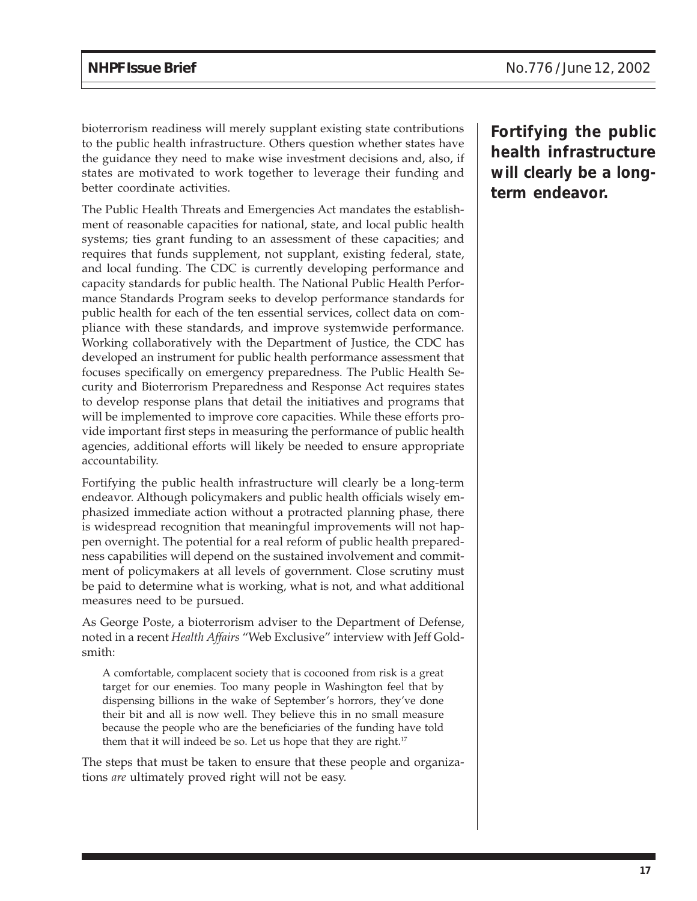bioterrorism readiness will merely supplant existing state contributions to the public health infrastructure. Others question whether states have the guidance they need to make wise investment decisions and, also, if states are motivated to work together to leverage their funding and better coordinate activities.

**Fortifying the public health infrastructure will clearly be a long-term endeavor.**

The Public Health Threats and Emergencies Act mandates the establishment of reasonable capacities for national, state, and local public health systems; ties grant funding to an assessment of these capacities; and requires that funds supplement, not supplant, existing federal, state, and local funding. The CDC is currently developing performance and capacity standards for public health. The National Public Health Performance Standards Program seeks to develop performance standards for public health for each of the ten essential services, collect data on compliance with these standards, and improve systemwide performance. Working collaboratively with the Department of Justice, the CDC has developed an instrument for public health performance assessment that focuses specifically on emergency preparedness. The Public Health Security and Bioterrorism Preparedness and Response Act requires states to develop response plans that detail the initiatives and programs that will be implemented to improve core capacities. While these efforts provide important first steps in measuring the performance of public health agencies, additional efforts will likely be needed to ensure appropriate accountability.

Fortifying the public health infrastructure will clearly be a long-term endeavor. Although policymakers and public health officials wisely emphasized immediate action without a protracted planning phase, there is widespread recognition that meaningful improvements will not happen overnight. The potential for a real reform of public health preparedness capabilities will depend on the sustained involvement and commitment of policymakers at all levels of government. Close scrutiny must be paid to determine what is working, what is not, and what additional measures need to be pursued.

As George Poste, a bioterrorism adviser to the Department of Defense, noted in a recent *Health Affairs* "Web Exclusive" interview with Jeff Goldsmith:

> A comfortable, complacent society that is cocooned from risk is a great target for our enemies. Too many people in Washington feel that by dispensing billions in the wake of September's horrors, they've done their bit and all is now well. They believe this in no small measure because the people who are the beneficiaries of the funding have told them that it will indeed be so. Let us hope that they are right.[17]

The steps that must be taken to ensure that these people and organizations *are* ultimately proved right will not be easy.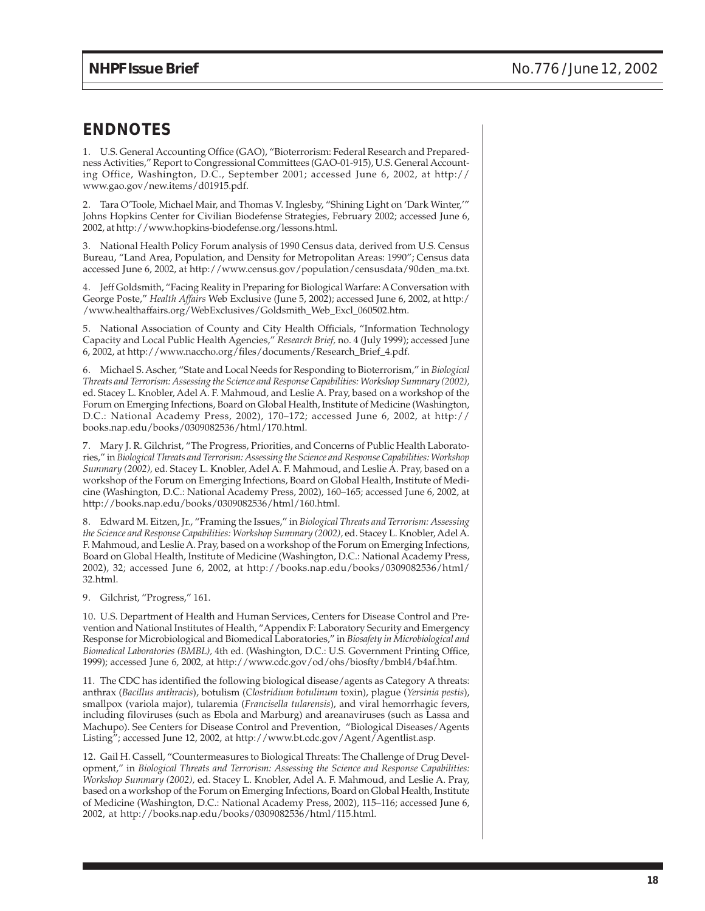## ENDNOTES

1. U.S. General Accounting Office (GAO), "Bioterrorism: Federal Research and Preparedness Activities," Report to Congressional Committees (GAO-01-915), U.S. General Accounting Office, Washington, D.C., September 2001; accessed June 6, 2002, at http://www.gao.gov/new.items/d01915.pdf.

2. Tara O'Toole, Michael Mair, and Thomas V. Inglesby, "Shining Light on 'Dark Winter,'" Johns Hopkins Center for Civilian Biodefense Strategies, February 2002; accessed June 6, 2002, at http://www.hopkins-biodefense.org/lessons.html.

3. National Health Policy Forum analysis of 1990 Census data, derived from U.S. Census Bureau, "Land Area, Population, and Density for Metropolitan Areas: 1990"; Census data accessed June 6, 2002, at http://www.census.gov/population/censusdata/90den_ma.txt.

4. Jeff Goldsmith, "Facing Reality in Preparing for Biological Warfare: A Conversation with George Poste," *Health Affairs* Web Exclusive (June 5, 2002); accessed June 6, 2002, at http://www.healthaffairs.org/WebExclusives/Goldsmith_Web_Excl_060502.htm.

5. National Association of County and City Health Officials, "Information Technology Capacity and Local Public Health Agencies," *Research Brief,* no. 4 (July 1999); accessed June 6, 2002, at http://www.naccho.org/files/documents/Research_Brief_4.pdf.

6. Michael S. Ascher, "State and Local Needs for Responding to Bioterrorism," in *Biological Threats and Terrorism: Assessing the Science and Response Capabilities: Workshop Summary (2002),* ed. Stacey L. Knobler, Adel A. F. Mahmoud, and Leslie A. Pray, based on a workshop of the Forum on Emerging Infections, Board on Global Health, Institute of Medicine (Washington, D.C.: National Academy Press, 2002), 170–172; accessed June 6, 2002, at http://books.nap.edu/books/0309082536/html/170.html.

7. Mary J. R. Gilchrist, "The Progress, Priorities, and Concerns of Public Health Laboratories," in *Biological Threats and Terrorism: Assessing the Science and Response Capabilities: Workshop Summary (2002),* ed. Stacey L. Knobler, Adel A. F. Mahmoud, and Leslie A. Pray, based on a workshop of the Forum on Emerging Infections, Board on Global Health, Institute of Medicine (Washington, D.C.: National Academy Press, 2002), 160–165; accessed June 6, 2002, at http://books.nap.edu/books/0309082536/html/160.html.

8. Edward M. Eitzen, Jr., "Framing the Issues," in *Biological Threats and Terrorism: Assessing the Science and Response Capabilities: Workshop Summary (2002),* ed. Stacey L. Knobler, Adel A. F. Mahmoud, and Leslie A. Pray, based on a workshop of the Forum on Emerging Infections, Board on Global Health, Institute of Medicine (Washington, D.C.: National Academy Press, 2002), 32; accessed June 6, 2002, at http://books.nap.edu/books/0309082536/html/32.html.

9. Gilchrist, "Progress," 161.

10. U.S. Department of Health and Human Services, Centers for Disease Control and Prevention and National Institutes of Health, "Appendix F: Laboratory Security and Emergency Response for Microbiological and Biomedical Laboratories," in *Biosafety in Microbiological and Biomedical Laboratories (BMBL),* 4th ed. (Washington, D.C.: U.S. Government Printing Office, 1999); accessed June 6, 2002, at http://www.cdc.gov/od/ohs/biosfty/bmbl4/b4af.htm.

11. The CDC has identified the following biological disease/agents as Category A threats: anthrax (*Bacillus anthracis*), botulism (*Clostridium botulinum* toxin), plague (*Yersinia pestis*), smallpox (variola major), tularemia (*Francisella tularensis*), and viral hemorrhagic fevers, including filoviruses (such as Ebola and Marburg) and areanaviruses (such as Lassa and Machupo). See Centers for Disease Control and Prevention, "Biological Diseases/Agents Listing"; accessed June 12, 2002, at http://www.bt.cdc.gov/Agent/Agentlist.asp.

12. Gail H. Cassell, "Countermeasures to Biological Threats: The Challenge of Drug Development," in *Biological Threats and Terrorism: Assessing the Science and Response Capabilities: Workshop Summary (2002),* ed. Stacey L. Knobler, Adel A. F. Mahmoud, and Leslie A. Pray, based on a workshop of the Forum on Emerging Infections, Board on Global Health, Institute of Medicine (Washington, D.C.: National Academy Press, 2002), 115–116; accessed June 6, 2002, at http://books.nap.edu/books/0309082536/html/115.html.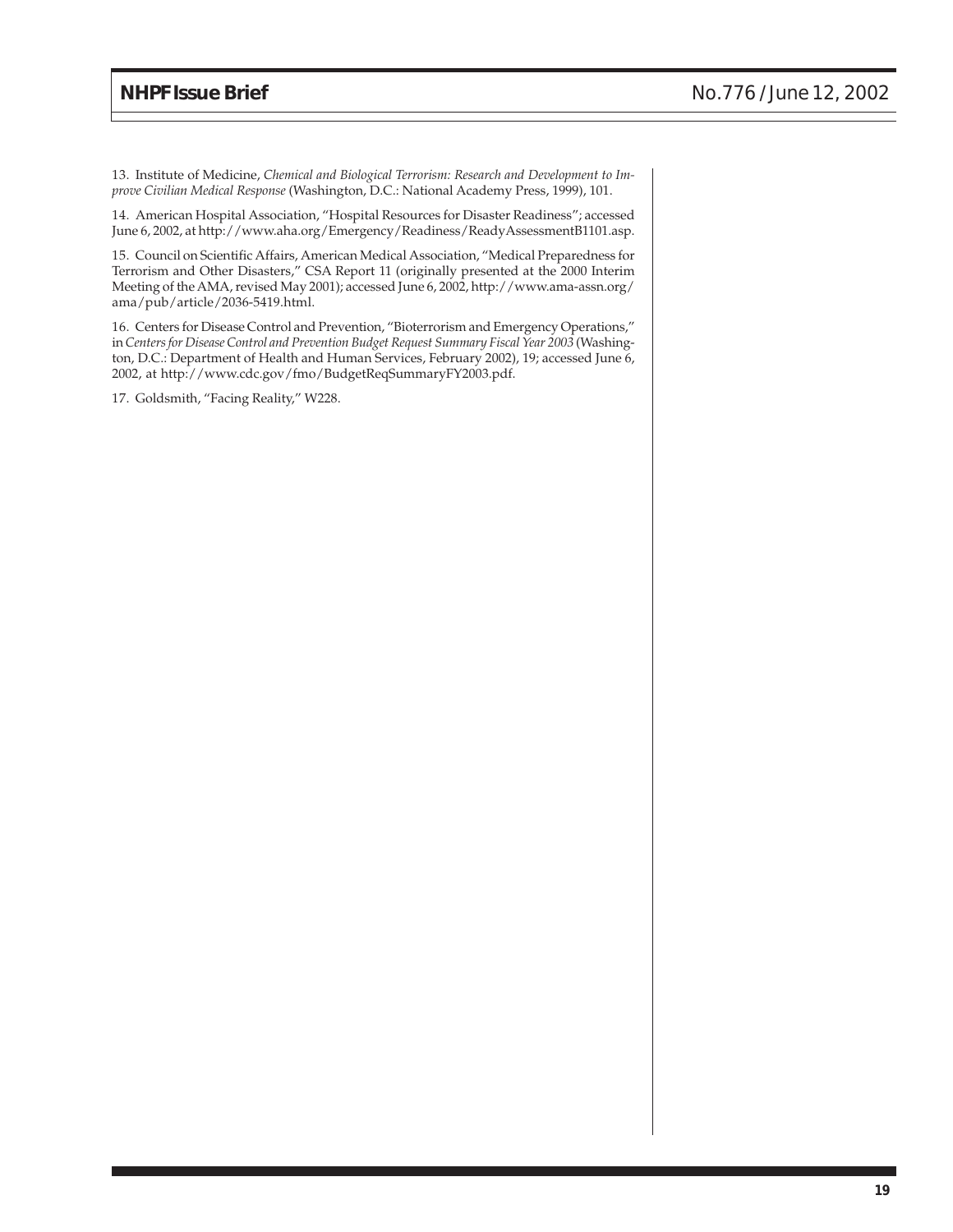13. Institute of Medicine, *Chemical and Biological Terrorism: Research and Development to Improve Civilian Medical Response* (Washington, D.C.: National Academy Press, 1999), 101.

14. American Hospital Association, "Hospital Resources for Disaster Readiness"; accessed June 6, 2002, at http://www.aha.org/Emergency/Readiness/ReadyAssessmentB1101.asp.

15. Council on Scientific Affairs, American Medical Association, "Medical Preparedness for Terrorism and Other Disasters," CSA Report 11 (originally presented at the 2000 Interim Meeting of the AMA, revised May 2001); accessed June 6, 2002, http://www.ama-assn.org/ama/pub/article/2036-5419.html.

16. Centers for Disease Control and Prevention, "Bioterrorism and Emergency Operations," in *Centers for Disease Control and Prevention Budget Request Summary Fiscal Year 2003* (Washington, D.C.: Department of Health and Human Services, February 2002), 19; accessed June 6, 2002, at http://www.cdc.gov/fmo/BudgetReqSummaryFY2003.pdf.

17. Goldsmith, "Facing Reality," W228.